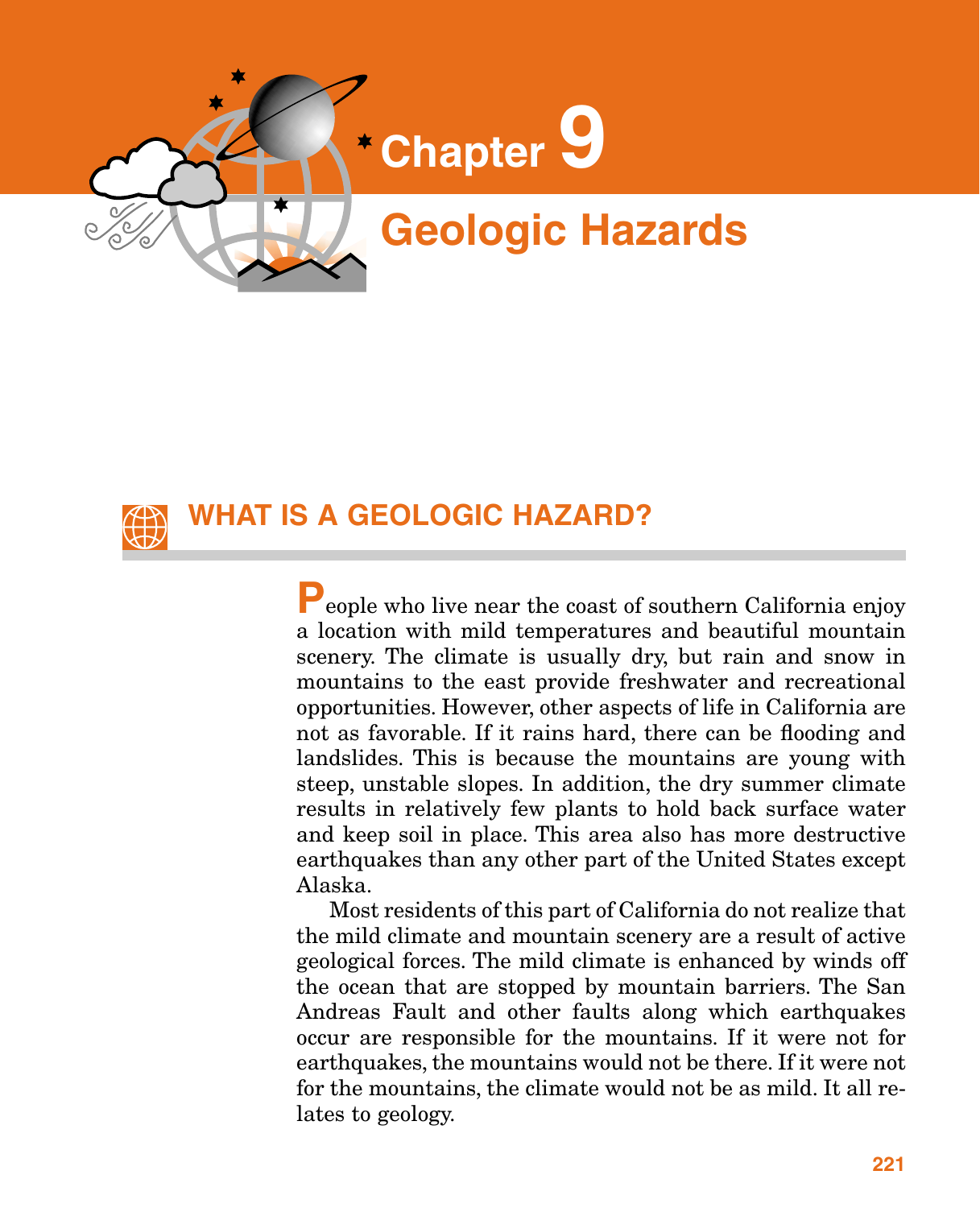# Chapter 9

# Geologic Hazards

## WHAT IS A GEOLOGIC HAZARD?

People who live near the coast of southern California enjoy a location with mild temperatures and beautiful mountain scenery. The climate is usually dry, but rain and snow in mountains to the east provide freshwater and recreational opportunities. However, other aspects of life in California are not as favorable. If it rains hard, there can be flooding and landslides. This is because the mountains are young with steep, unstable slopes. In addition, the dry summer climate results in relatively few plants to hold back surface water and keep soil in place. This area also has more destructive earthquakes than any other part of the United States except Alaska.

Most residents of this part of California do not realize that the mild climate and mountain scenery are a result of active geological forces. The mild climate is enhanced by winds off the ocean that are stopped by mountain barriers. The San Andreas Fault and other faults along which earthquakes occur are responsible for the mountains. If it were not for earthquakes, the mountains would not be there. If it were not for the mountains, the climate would not be as mild. It all relates to geology.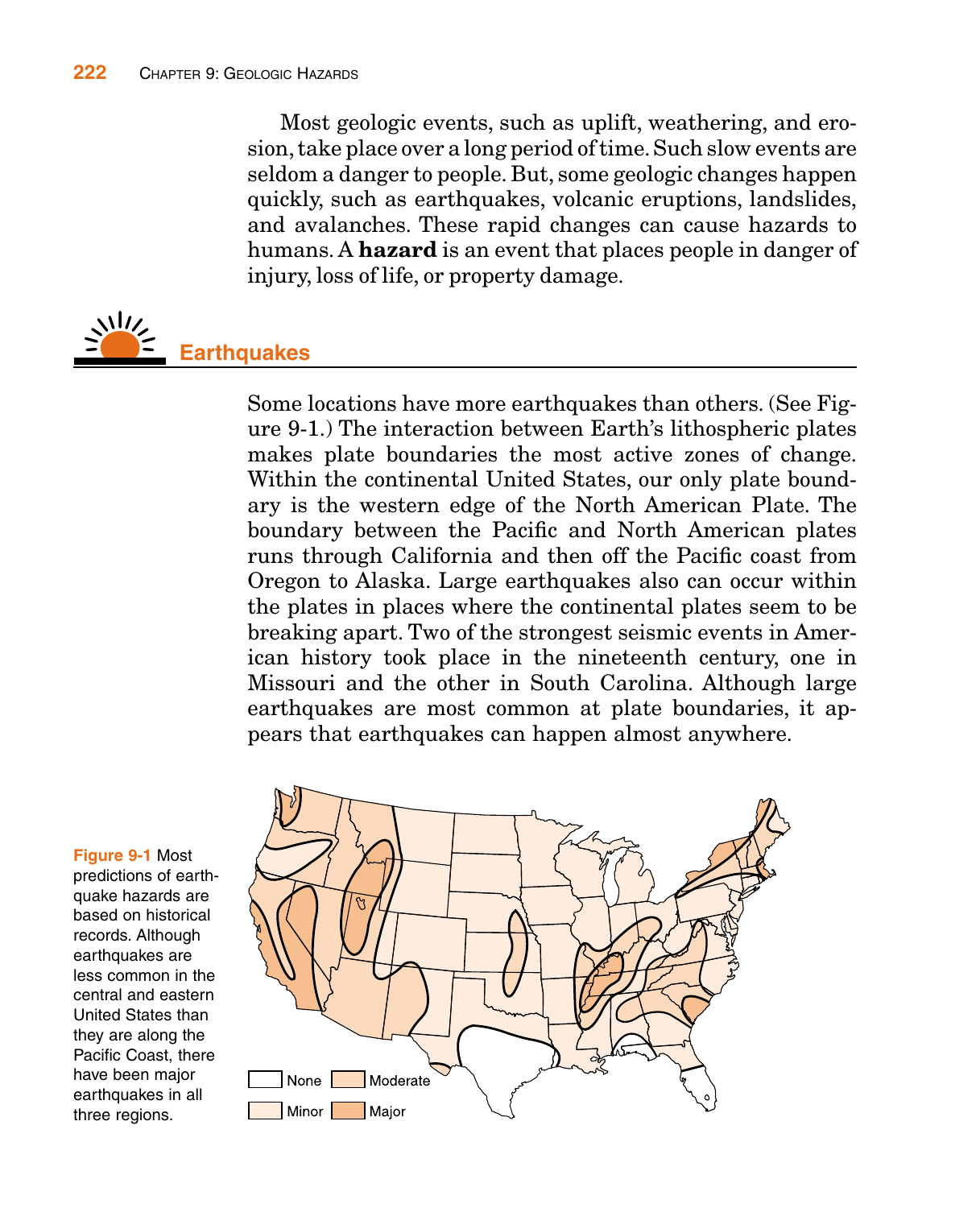Most geologic events, such as uplift, weathering, and erosion, take place over a long period of time. Such slow events are seldom a danger to people. But, some geologic changes happen quickly, such as earthquakes, volcanic eruptions, landslides, and avalanches. These rapid changes can cause hazards to humans. A **hazard** is an event that places people in danger of injury, loss of life, or property damage.

## Earthquakes

Some locations have more earthquakes than others. (See Figure 9-1.) The interaction between Earth's lithospheric plates makes plate boundaries the most active zones of change. Within the continental United States, our only plate boundary is the western edge of the North American Plate. The boundary between the Pacific and North American plates runs through California and then off the Pacific coast from Oregon to Alaska. Large earthquakes also can occur within the plates in places where the continental plates seem to be breaking apart. Two of the strongest seismic events in American history took place in the nineteenth century, one in Missouri and the other in South Carolina. Although large earthquakes are most common at plate boundaries, it appears that earthquakes can happen almost anywhere.

None | Moderate | Minor | Major

**Figure 9-1** Most predictions of earthquake hazards are based on historical records. Although earthquakes are less common in the central and eastern United States than they are along the Pacific Coast, there have been major earthquakes in all three regions.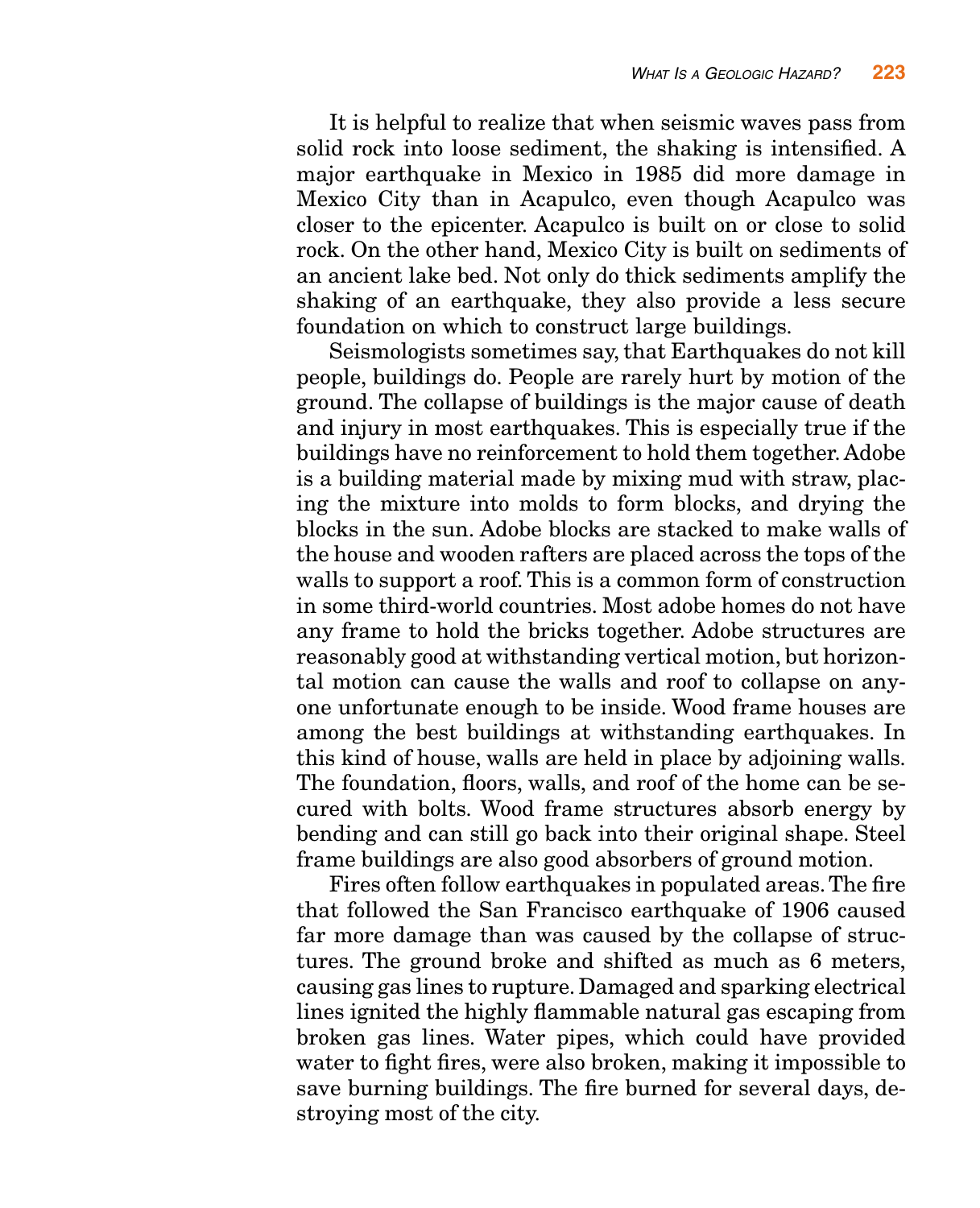It is helpful to realize that when seismic waves pass from solid rock into loose sediment, the shaking is intensified. A major earthquake in Mexico in 1985 did more damage in Mexico City than in Acapulco, even though Acapulco was closer to the epicenter. Acapulco is built on or close to solid rock. On the other hand, Mexico City is built on sediments of an ancient lake bed. Not only do thick sediments amplify the shaking of an earthquake, they also provide a less secure foundation on which to construct large buildings.

Seismologists sometimes say, that Earthquakes do not kill people, buildings do. People are rarely hurt by motion of the ground. The collapse of buildings is the major cause of death and injury in most earthquakes. This is especially true if the buildings have no reinforcement to hold them together. Adobe is a building material made by mixing mud with straw, placing the mixture into molds to form blocks, and drying the blocks in the sun. Adobe blocks are stacked to make walls of the house and wooden rafters are placed across the tops of the walls to support a roof. This is a common form of construction in some third-world countries. Most adobe homes do not have any frame to hold the bricks together. Adobe structures are reasonably good at withstanding vertical motion, but horizontal motion can cause the walls and roof to collapse on anyone unfortunate enough to be inside. Wood frame houses are among the best buildings at withstanding earthquakes. In this kind of house, walls are held in place by adjoining walls. The foundation, floors, walls, and roof of the home can be secured with bolts. Wood frame structures absorb energy by bending and can still go back into their original shape. Steel frame buildings are also good absorbers of ground motion.

Fires often follow earthquakes in populated areas. The fire that followed the San Francisco earthquake of 1906 caused far more damage than was caused by the collapse of structures. The ground broke and shifted as much as 6 meters, causing gas lines to rupture. Damaged and sparking electrical lines ignited the highly flammable natural gas escaping from broken gas lines. Water pipes, which could have provided water to fight fires, were also broken, making it impossible to save burning buildings. The fire burned for several days, destroying most of the city.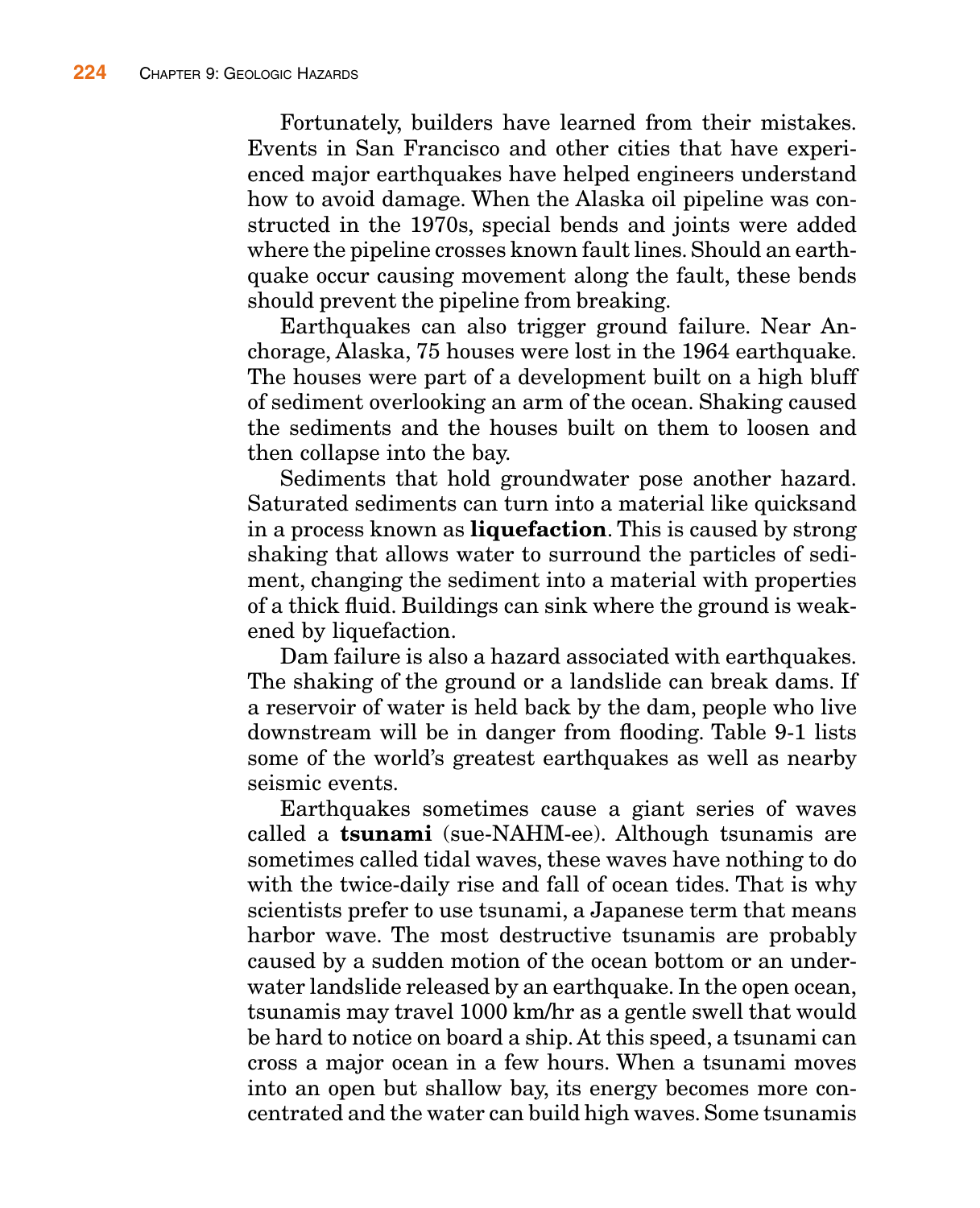Fortunately, builders have learned from their mistakes. Events in San Francisco and other cities that have experienced major earthquakes have helped engineers understand how to avoid damage. When the Alaska oil pipeline was constructed in the 1970s, special bends and joints were added where the pipeline crosses known fault lines. Should an earthquake occur causing movement along the fault, these bends should prevent the pipeline from breaking.

Earthquakes can also trigger ground failure. Near Anchorage, Alaska, 75 houses were lost in the 1964 earthquake. The houses were part of a development built on a high bluff of sediment overlooking an arm of the ocean. Shaking caused the sediments and the houses built on them to loosen and then collapse into the bay.

Sediments that hold groundwater pose another hazard. Saturated sediments can turn into a material like quicksand in a process known as **liquefaction**. This is caused by strong shaking that allows water to surround the particles of sediment, changing the sediment into a material with properties of a thick fluid. Buildings can sink where the ground is weakened by liquefaction.

Dam failure is also a hazard associated with earthquakes. The shaking of the ground or a landslide can break dams. If a reservoir of water is held back by the dam, people who live downstream will be in danger from flooding. Table 9-1 lists some of the world's greatest earthquakes as well as nearby seismic events.

Earthquakes sometimes cause a giant series of waves called a **tsunami** (sue-NAHM-ee). Although tsunamis are sometimes called tidal waves, these waves have nothing to do with the twice-daily rise and fall of ocean tides. That is why scientists prefer to use tsunami, a Japanese term that means harbor wave. The most destructive tsunamis are probably caused by a sudden motion of the ocean bottom or an underwater landslide released by an earthquake. In the open ocean, tsunamis may travel 1000 km/hr as a gentle swell that would be hard to notice on board a ship. At this speed, a tsunami can cross a major ocean in a few hours. When a tsunami moves into an open but shallow bay, its energy becomes more concentrated and the water can build high waves. Some tsunamis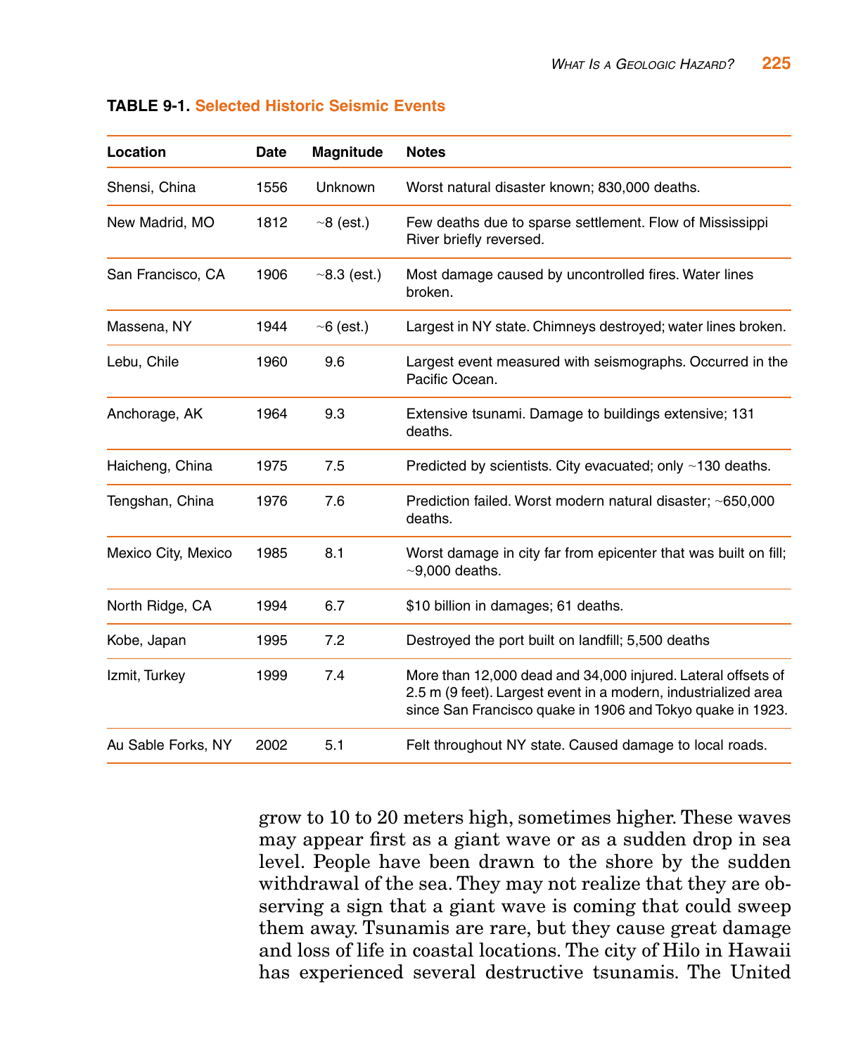**TABLE 9-1. Selected Historic Seismic Events**

| Location | Date | Magnitude | Notes |
|---|---|---|---|
| Shensi, China | 1556 | Unknown | Worst natural disaster known; 830,000 deaths. |
| New Madrid, MO | 1812 | ~8 (est.) | Few deaths due to sparse settlement. Flow of Mississippi River briefly reversed. |
| San Francisco, CA | 1906 | ~8.3 (est.) | Most damage caused by uncontrolled fires. Water lines broken. |
| Massena, NY | 1944 | ~6 (est.) | Largest in NY state. Chimneys destroyed; water lines broken. |
| Lebu, Chile | 1960 | 9.6 | Largest event measured with seismographs. Occurred in the Pacific Ocean. |
| Anchorage, AK | 1964 | 9.3 | Extensive tsunami. Damage to buildings extensive; 131 deaths. |
| Haicheng, China | 1975 | 7.5 | Predicted by scientists. City evacuated; only ~130 deaths. |
| Tengshan, China | 1976 | 7.6 | Prediction failed. Worst modern natural disaster; ~650,000 deaths. |
| Mexico City, Mexico | 1985 | 8.1 | Worst damage in city far from epicenter that was built on fill; ~9,000 deaths. |
| North Ridge, CA | 1994 | 6.7 | $10 billion in damages; 61 deaths. |
| Kobe, Japan | 1995 | 7.2 | Destroyed the port built on landfill; 5,500 deaths |
| Izmit, Turkey | 1999 | 7.4 | More than 12,000 dead and 34,000 injured. Lateral offsets of 2.5 m (9 feet). Largest event in a modern, industrialized area since San Francisco quake in 1906 and Tokyo quake in 1923. |
| Au Sable Forks, NY | 2002 | 5.1 | Felt throughout NY state. Caused damage to local roads. |

grow to 10 to 20 meters high, sometimes higher. These waves may appear first as a giant wave or as a sudden drop in sea level. People have been drawn to the shore by the sudden withdrawal of the sea. They may not realize that they are observing a sign that a giant wave is coming that could sweep them away. Tsunamis are rare, but they cause great damage and loss of life in coastal locations. The city of Hilo in Hawaii has experienced several destructive tsunamis. The United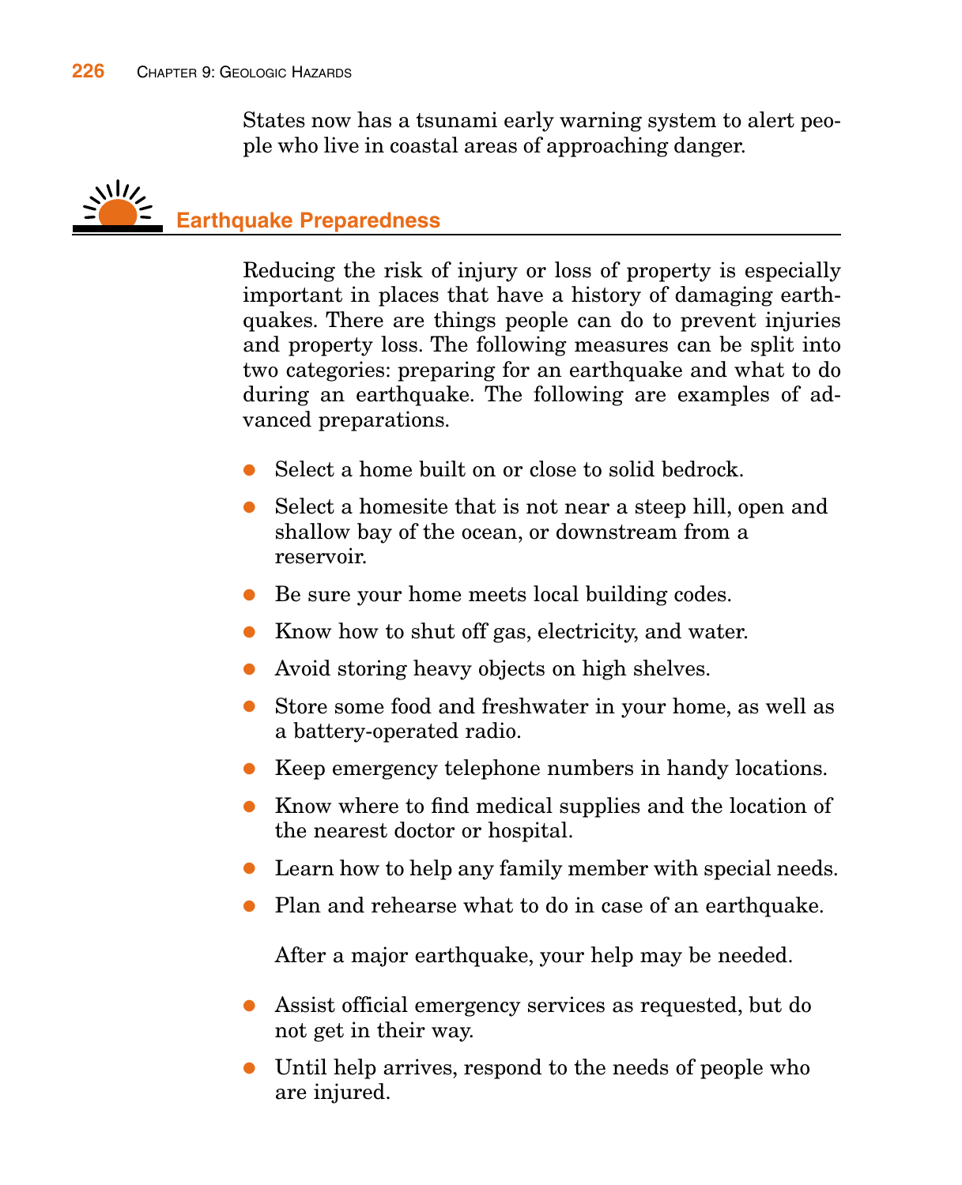States now has a tsunami early warning system to alert people who live in coastal areas of approaching danger.

## Earthquake Preparedness

Reducing the risk of injury or loss of property is especially important in places that have a history of damaging earthquakes. There are things people can do to prevent injuries and property loss. The following measures can be split into two categories: preparing for an earthquake and what to do during an earthquake. The following are examples of advanced preparations.

- Select a home built on or close to solid bedrock.
- Select a homesite that is not near a steep hill, open and shallow bay of the ocean, or downstream from a reservoir.
- Be sure your home meets local building codes.
- Know how to shut off gas, electricity, and water.
- Avoid storing heavy objects on high shelves.
- Store some food and freshwater in your home, as well as a battery-operated radio.
- Keep emergency telephone numbers in handy locations.
- Know where to find medical supplies and the location of the nearest doctor or hospital.
- Learn how to help any family member with special needs.
- Plan and rehearse what to do in case of an earthquake.

After a major earthquake, your help may be needed.

- Assist official emergency services as requested, but do not get in their way.
- Until help arrives, respond to the needs of people who are injured.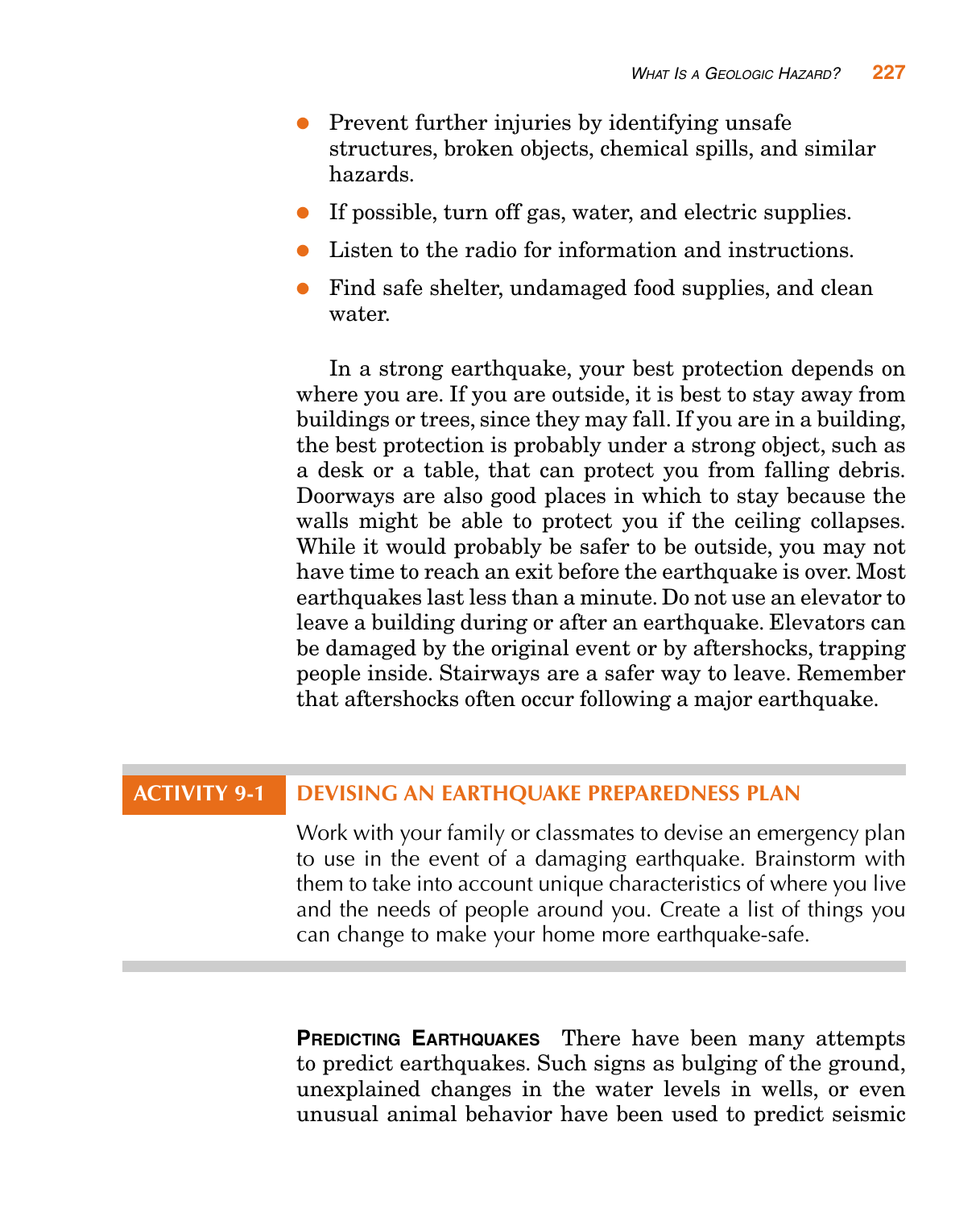- Prevent further injuries by identifying unsafe structures, broken objects, chemical spills, and similar hazards.
- If possible, turn off gas, water, and electric supplies.
- Listen to the radio for information and instructions.
- Find safe shelter, undamaged food supplies, and clean water.

In a strong earthquake, your best protection depends on where you are. If you are outside, it is best to stay away from buildings or trees, since they may fall. If you are in a building, the best protection is probably under a strong object, such as a desk or a table, that can protect you from falling debris. Doorways are also good places in which to stay because the walls might be able to protect you if the ceiling collapses. While it would probably be safer to be outside, you may not have time to reach an exit before the earthquake is over. Most earthquakes last less than a minute. Do not use an elevator to leave a building during or after an earthquake. Elevators can be damaged by the original event or by aftershocks, trapping people inside. Stairways are a safer way to leave. Remember that aftershocks often occur following a major earthquake.

### ACTIVITY 9-1 DEVISING AN EARTHQUAKE PREPAREDNESS PLAN

Work with your family or classmates to devise an emergency plan to use in the event of a damaging earthquake. Brainstorm with them to take into account unique characteristics of where you live and the needs of people around you. Create a list of things you can change to make your home more earthquake-safe.

**PREDICTING EARTHQUAKES** There have been many attempts to predict earthquakes. Such signs as bulging of the ground, unexplained changes in the water levels in wells, or even unusual animal behavior have been used to predict seismic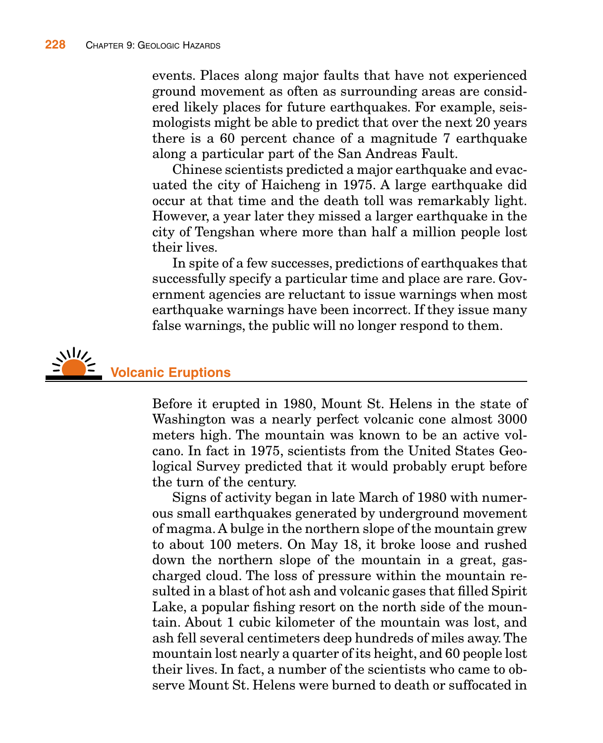events. Places along major faults that have not experienced ground movement as often as surrounding areas are considered likely places for future earthquakes. For example, seismologists might be able to predict that over the next 20 years there is a 60 percent chance of a magnitude 7 earthquake along a particular part of the San Andreas Fault.

Chinese scientists predicted a major earthquake and evacuated the city of Haicheng in 1975. A large earthquake did occur at that time and the death toll was remarkably light. However, a year later they missed a larger earthquake in the city of Tengshan where more than half a million people lost their lives.

In spite of a few successes, predictions of earthquakes that successfully specify a particular time and place are rare. Government agencies are reluctant to issue warnings when most earthquake warnings have been incorrect. If they issue many false warnings, the public will no longer respond to them.

## Volcanic Eruptions

Before it erupted in 1980, Mount St. Helens in the state of Washington was a nearly perfect volcanic cone almost 3000 meters high. The mountain was known to be an active volcano. In fact in 1975, scientists from the United States Geological Survey predicted that it would probably erupt before the turn of the century.

Signs of activity began in late March of 1980 with numerous small earthquakes generated by underground movement of magma. A bulge in the northern slope of the mountain grew to about 100 meters. On May 18, it broke loose and rushed down the northern slope of the mountain in a great, gas-charged cloud. The loss of pressure within the mountain resulted in a blast of hot ash and volcanic gases that filled Spirit Lake, a popular fishing resort on the north side of the mountain. About 1 cubic kilometer of the mountain was lost, and ash fell several centimeters deep hundreds of miles away. The mountain lost nearly a quarter of its height, and 60 people lost their lives. In fact, a number of the scientists who came to observe Mount St. Helens were burned to death or suffocated in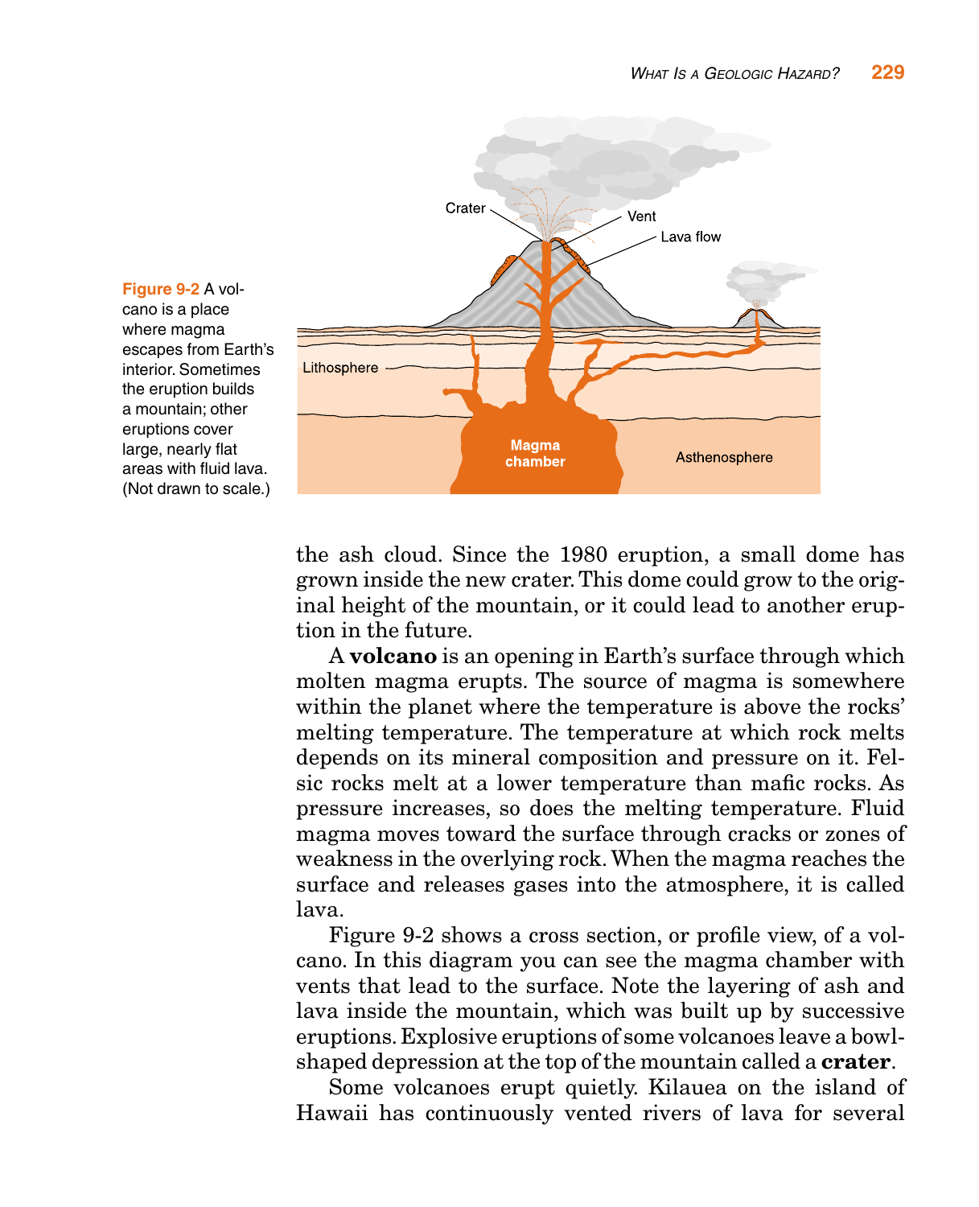**Figure 9-2** A volcano is a place where magma escapes from Earth's interior. Sometimes the eruption builds a mountain; other eruptions cover large, nearly flat areas with fluid lava. (Not drawn to scale.)

the ash cloud. Since the 1980 eruption, a small dome has grown inside the new crater. This dome could grow to the original height of the mountain, or it could lead to another eruption in the future.

A **volcano** is an opening in Earth's surface through which molten magma erupts. The source of magma is somewhere within the planet where the temperature is above the rocks' melting temperature. The temperature at which rock melts depends on its mineral composition and pressure on it. Felsic rocks melt at a lower temperature than mafic rocks. As pressure increases, so does the melting temperature. Fluid magma moves toward the surface through cracks or zones of weakness in the overlying rock. When the magma reaches the surface and releases gases into the atmosphere, it is called lava.

Figure 9-2 shows a cross section, or profile view, of a volcano. In this diagram you can see the magma chamber with vents that lead to the surface. Note the layering of ash and lava inside the mountain, which was built up by successive eruptions. Explosive eruptions of some volcanoes leave a bowl-shaped depression at the top of the mountain called a **crater**.

Some volcanoes erupt quietly. Kilauea on the island of Hawaii has continuously vented rivers of lava for several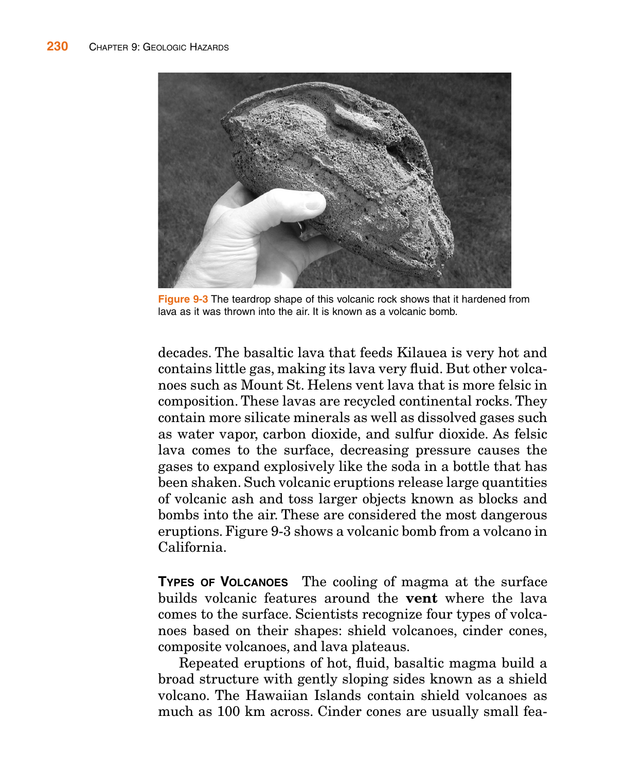Figure 9-3 The teardrop shape of this volcanic rock shows that it hardened from lava as it was thrown into the air. It is known as a volcanic bomb.

decades. The basaltic lava that feeds Kilauea is very hot and contains little gas, making its lava very fluid. But other volcanoes such as Mount St. Helens vent lava that is more felsic in composition. These lavas are recycled continental rocks. They contain more silicate minerals as well as dissolved gases such as water vapor, carbon dioxide, and sulfur dioxide. As felsic lava comes to the surface, decreasing pressure causes the gases to expand explosively like the soda in a bottle that has been shaken. Such volcanic eruptions release large quantities of volcanic ash and toss larger objects known as blocks and bombs into the air. These are considered the most dangerous eruptions. Figure 9-3 shows a volcanic bomb from a volcano in California.

**TYPES OF VOLCANOES** The cooling of magma at the surface builds volcanic features around the **vent** where the lava comes to the surface. Scientists recognize four types of volcanoes based on their shapes: shield volcanoes, cinder cones, composite volcanoes, and lava plateaus.

Repeated eruptions of hot, fluid, basaltic magma build a broad structure with gently sloping sides known as a shield volcano. The Hawaiian Islands contain shield volcanoes as much as 100 km across. Cinder cones are usually small fea-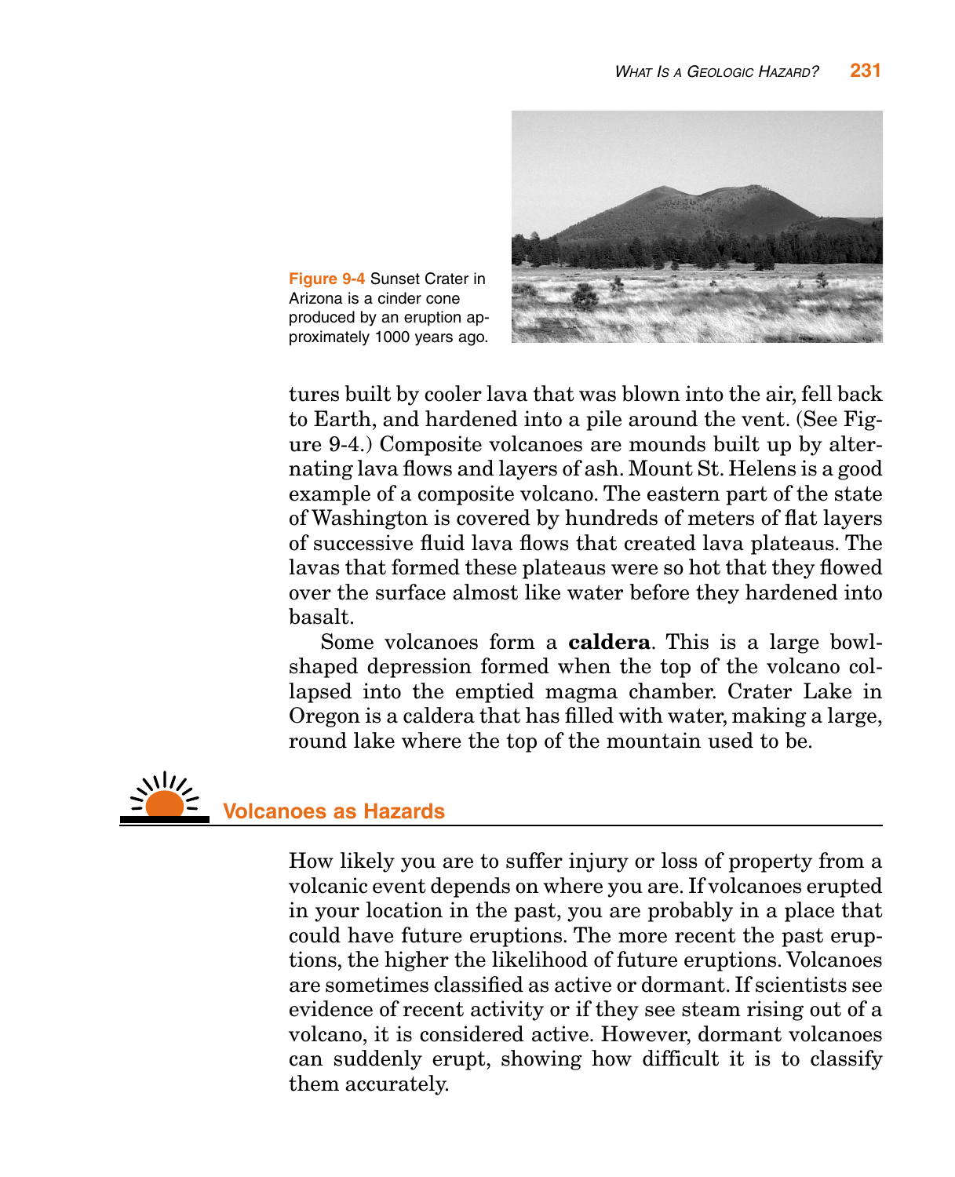Figure 9-4 Sunset Crater in Arizona is a cinder cone produced by an eruption approximately 1000 years ago.

tures built by cooler lava that was blown into the air, fell back to Earth, and hardened into a pile around the vent. (See Figure 9-4.) Composite volcanoes are mounds built up by alternating lava flows and layers of ash. Mount St. Helens is a good example of a composite volcano. The eastern part of the state of Washington is covered by hundreds of meters of flat layers of successive fluid lava flows that created lava plateaus. The lavas that formed these plateaus were so hot that they flowed over the surface almost like water before they hardened into basalt.

Some volcanoes form a **caldera**. This is a large bowl-shaped depression formed when the top of the volcano collapsed into the emptied magma chamber. Crater Lake in Oregon is a caldera that has filled with water, making a large, round lake where the top of the mountain used to be.

## Volcanoes as Hazards

How likely you are to suffer injury or loss of property from a volcanic event depends on where you are. If volcanoes erupted in your location in the past, you are probably in a place that could have future eruptions. The more recent the past eruptions, the higher the likelihood of future eruptions. Volcanoes are sometimes classified as active or dormant. If scientists see evidence of recent activity or if they see steam rising out of a volcano, it is considered active. However, dormant volcanoes can suddenly erupt, showing how difficult it is to classify them accurately.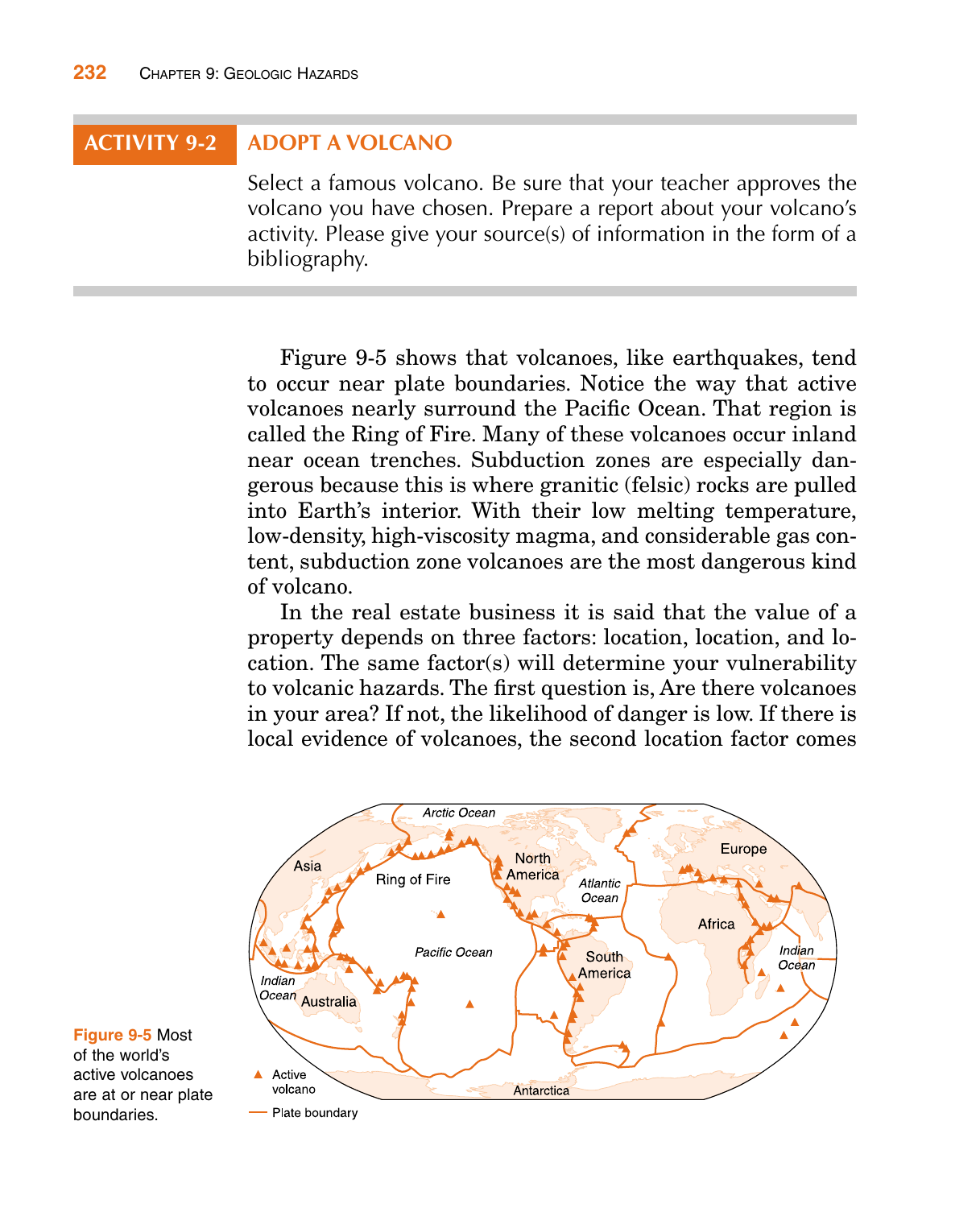## ACTIVITY 9-2 ADOPT A VOLCANO

Select a famous volcano. Be sure that your teacher approves the volcano you have chosen. Prepare a report about your volcano's activity. Please give your source(s) of information in the form of a bibliography.

Figure 9-5 shows that volcanoes, like earthquakes, tend to occur near plate boundaries. Notice the way that active volcanoes nearly surround the Pacific Ocean. That region is called the Ring of Fire. Many of these volcanoes occur inland near ocean trenches. Subduction zones are especially dangerous because this is where granitic (felsic) rocks are pulled into Earth's interior. With their low melting temperature, low-density, high-viscosity magma, and considerable gas content, subduction zone volcanoes are the most dangerous kind of volcano.

In the real estate business it is said that the value of a property depends on three factors: location, location, and location. The same factor(s) will determine your vulnerability to volcanic hazards. The first question is, Are there volcanoes in your area? If not, the likelihood of danger is low. If there is local evidence of volcanoes, the second location factor comes

**Figure 9-5** Most of the world's active volcanoes are at or near plate boundaries.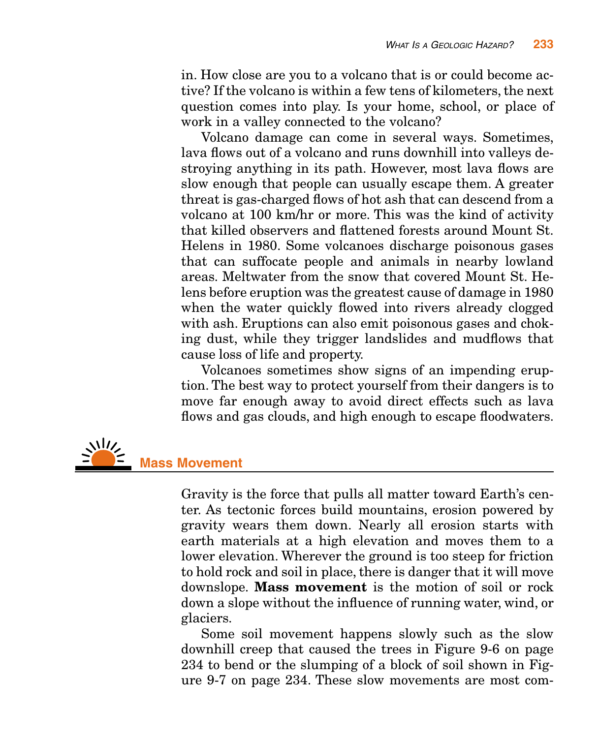in. How close are you to a volcano that is or could become active? If the volcano is within a few tens of kilometers, the next question comes into play. Is your home, school, or place of work in a valley connected to the volcano?

Volcano damage can come in several ways. Sometimes, lava flows out of a volcano and runs downhill into valleys destroying anything in its path. However, most lava flows are slow enough that people can usually escape them. A greater threat is gas-charged flows of hot ash that can descend from a volcano at 100 km/hr or more. This was the kind of activity that killed observers and flattened forests around Mount St. Helens in 1980. Some volcanoes discharge poisonous gases that can suffocate people and animals in nearby lowland areas. Meltwater from the snow that covered Mount St. Helens before eruption was the greatest cause of damage in 1980 when the water quickly flowed into rivers already clogged with ash. Eruptions can also emit poisonous gases and choking dust, while they trigger landslides and mudflows that cause loss of life and property.

Volcanoes sometimes show signs of an impending eruption. The best way to protect yourself from their dangers is to move far enough away to avoid direct effects such as lava flows and gas clouds, and high enough to escape floodwaters.

## Mass Movement

Gravity is the force that pulls all matter toward Earth's center. As tectonic forces build mountains, erosion powered by gravity wears them down. Nearly all erosion starts with earth materials at a high elevation and moves them to a lower elevation. Wherever the ground is too steep for friction to hold rock and soil in place, there is danger that it will move downslope. **Mass movement** is the motion of soil or rock down a slope without the influence of running water, wind, or glaciers.

Some soil movement happens slowly such as the slow downhill creep that caused the trees in Figure 9-6 on page 234 to bend or the slumping of a block of soil shown in Figure 9-7 on page 234. These slow movements are most com-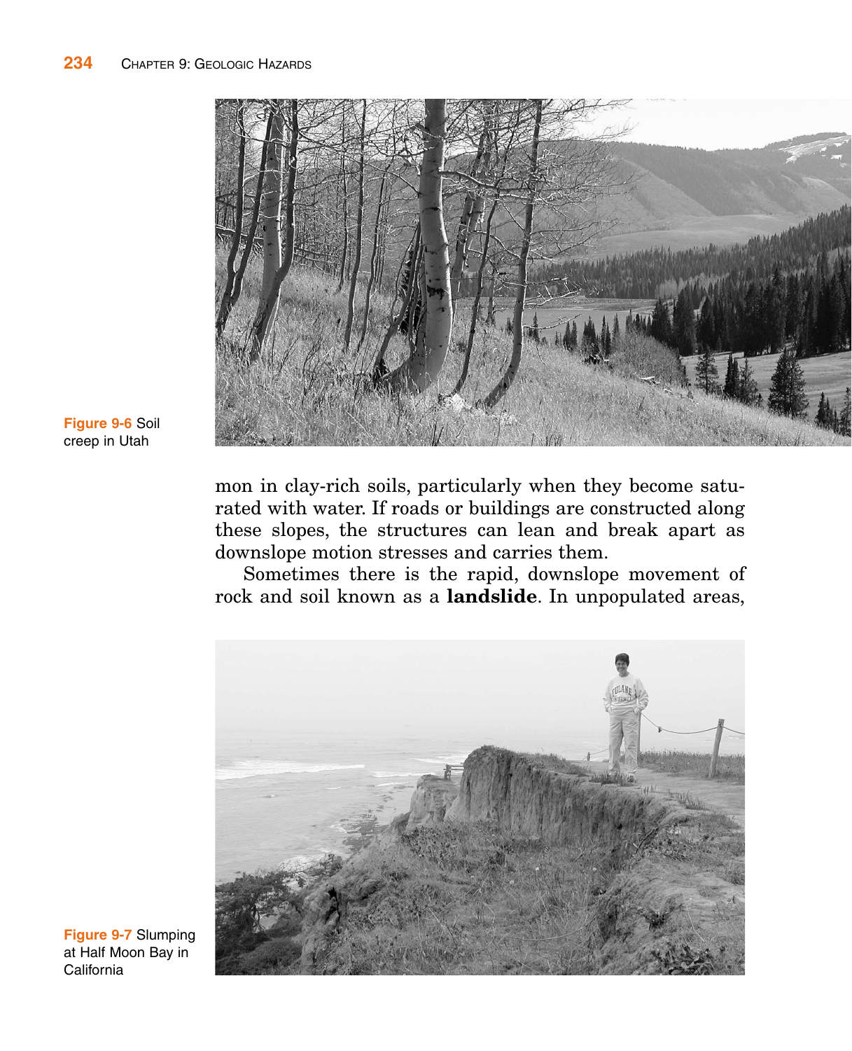Figure 9-6 Soil creep in Utah

mon in clay-rich soils, particularly when they become saturated with water. If roads or buildings are constructed along these slopes, the structures can lean and break apart as downslope motion stresses and carries them.

Sometimes there is the rapid, downslope movement of rock and soil known as a **landslide**. In unpopulated areas,

Figure 9-7 Slumping at Half Moon Bay in California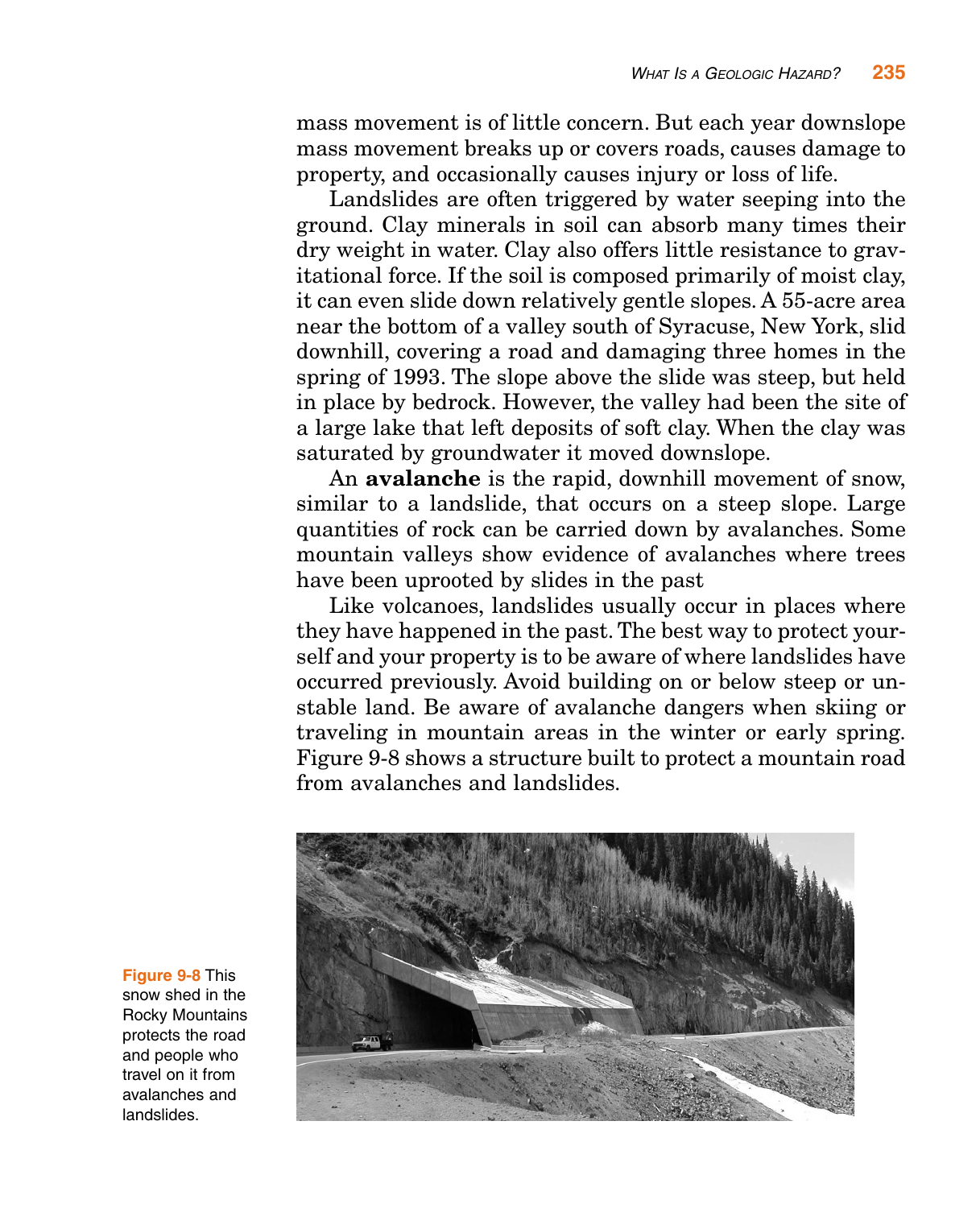mass movement is of little concern. But each year downslope mass movement breaks up or covers roads, causes damage to property, and occasionally causes injury or loss of life.

Landslides are often triggered by water seeping into the ground. Clay minerals in soil can absorb many times their dry weight in water. Clay also offers little resistance to gravitational force. If the soil is composed primarily of moist clay, it can even slide down relatively gentle slopes. A 55-acre area near the bottom of a valley south of Syracuse, New York, slid downhill, covering a road and damaging three homes in the spring of 1993. The slope above the slide was steep, but held in place by bedrock. However, the valley had been the site of a large lake that left deposits of soft clay. When the clay was saturated by groundwater it moved downslope.

An **avalanche** is the rapid, downhill movement of snow, similar to a landslide, that occurs on a steep slope. Large quantities of rock can be carried down by avalanches. Some mountain valleys show evidence of avalanches where trees have been uprooted by slides in the past

Like volcanoes, landslides usually occur in places where they have happened in the past. The best way to protect yourself and your property is to be aware of where landslides have occurred previously. Avoid building on or below steep or unstable land. Be aware of avalanche dangers when skiing or traveling in mountain areas in the winter or early spring. Figure 9-8 shows a structure built to protect a mountain road from avalanches and landslides.

**Figure 9-8** This snow shed in the Rocky Mountains protects the road and people who travel on it from avalanches and landslides.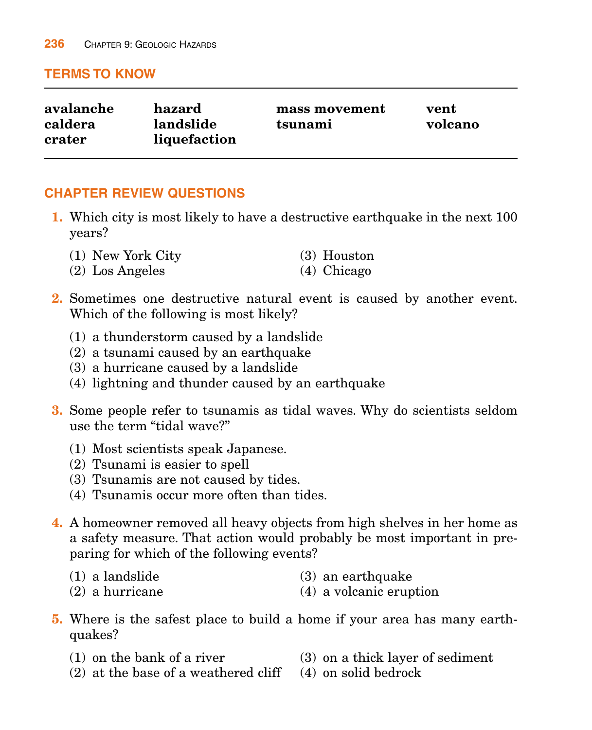## TERMS TO KNOW

| | | | |
|---|---|---|---|
| **avalanche** | **hazard** | **mass movement** | **vent** |
| **caldera** | **landslide** | **tsunami** | **volcano** |
| **crater** | **liquefaction** | | |

## CHAPTER REVIEW QUESTIONS

**1.** Which city is most likely to have a destructive earthquake in the next 100 years?

(1) New York City
(2) Los Angeles
(3) Houston
(4) Chicago

**2.** Sometimes one destructive natural event is caused by another event. Which of the following is most likely?

(1) a thunderstorm caused by a landslide
(2) a tsunami caused by an earthquake
(3) a hurricane caused by a landslide
(4) lightning and thunder caused by an earthquake

**3.** Some people refer to tsunamis as tidal waves. Why do scientists seldom use the term "tidal wave?"

(1) Most scientists speak Japanese.
(2) Tsunami is easier to spell
(3) Tsunamis are not caused by tides.
(4) Tsunamis occur more often than tides.

**4.** A homeowner removed all heavy objects from high shelves in her home as a safety measure. That action would probably be most important in preparing for which of the following events?

(1) a landslide
(2) a hurricane
(3) an earthquake
(4) a volcanic eruption

**5.** Where is the safest place to build a home if your area has many earthquakes?

(1) on the bank of a river
(2) at the base of a weathered cliff
(3) on a thick layer of sediment
(4) on solid bedrock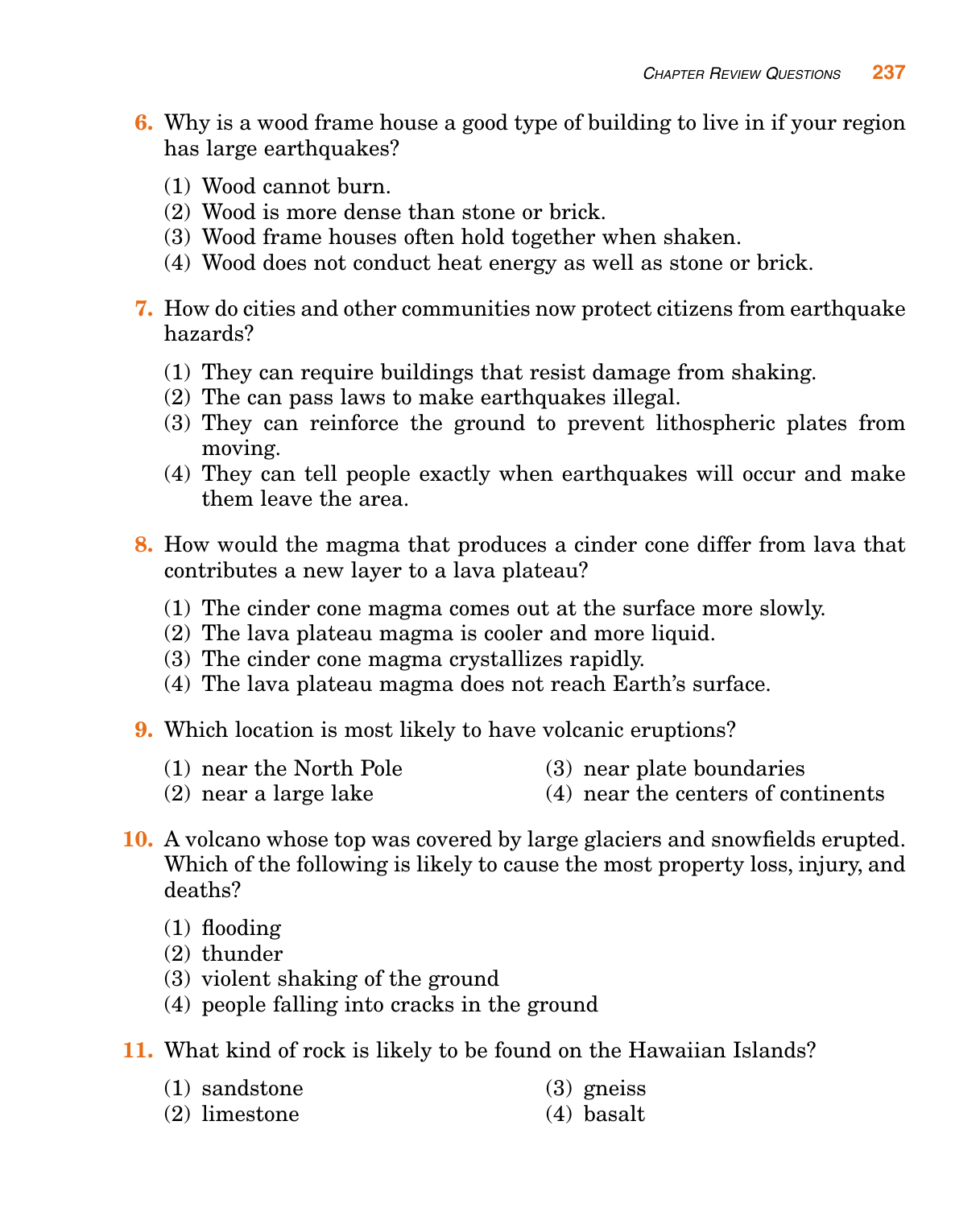6. Why is a wood frame house a good type of building to live in if your region has large earthquakes?

    (1) Wood cannot burn.
    (2) Wood is more dense than stone or brick.
    (3) Wood frame houses often hold together when shaken.
    (4) Wood does not conduct heat energy as well as stone or brick.

7. How do cities and other communities now protect citizens from earthquake hazards?

    (1) They can require buildings that resist damage from shaking.
    (2) The can pass laws to make earthquakes illegal.
    (3) They can reinforce the ground to prevent lithospheric plates from moving.
    (4) They can tell people exactly when earthquakes will occur and make them leave the area.

8. How would the magma that produces a cinder cone differ from lava that contributes a new layer to a lava plateau?

    (1) The cinder cone magma comes out at the surface more slowly.
    (2) The lava plateau magma is cooler and more liquid.
    (3) The cinder cone magma crystallizes rapidly.
    (4) The lava plateau magma does not reach Earth's surface.

9. Which location is most likely to have volcanic eruptions?

    (1) near the North Pole
    (2) near a large lake
    (3) near plate boundaries
    (4) near the centers of continents

10. A volcano whose top was covered by large glaciers and snowfields erupted. Which of the following is likely to cause the most property loss, injury, and deaths?

    (1) flooding
    (2) thunder
    (3) violent shaking of the ground
    (4) people falling into cracks in the ground

11. What kind of rock is likely to be found on the Hawaiian Islands?

    (1) sandstone
    (2) limestone
    (3) gneiss
    (4) basalt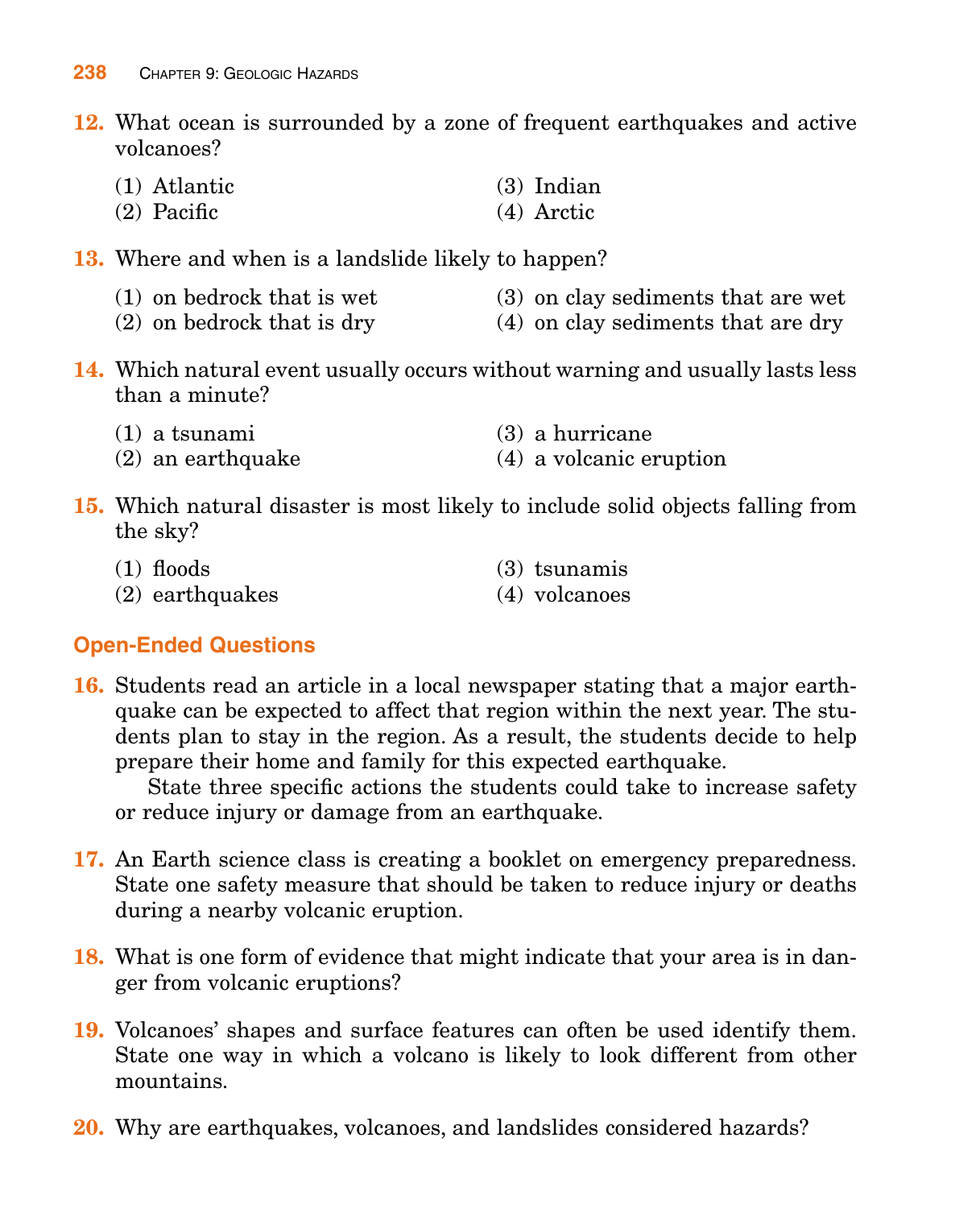12. What ocean is surrounded by a zone of frequent earthquakes and active volcanoes?

    (1) Atlantic
    (2) Pacific
    (3) Indian
    (4) Arctic

13. Where and when is a landslide likely to happen?

    (1) on bedrock that is wet
    (2) on bedrock that is dry
    (3) on clay sediments that are wet
    (4) on clay sediments that are dry

14. Which natural event usually occurs without warning and usually lasts less than a minute?

    (1) a tsunami
    (2) an earthquake
    (3) a hurricane
    (4) a volcanic eruption

15. Which natural disaster is most likely to include solid objects falling from the sky?

    (1) floods
    (2) earthquakes
    (3) tsunamis
    (4) volcanoes

## Open-Ended Questions

16. Students read an article in a local newspaper stating that a major earthquake can be expected to affect that region within the next year. The students plan to stay in the region. As a result, the students decide to help prepare their home and family for this expected earthquake.

    State three specific actions the students could take to increase safety or reduce injury or damage from an earthquake.

17. An Earth science class is creating a booklet on emergency preparedness. State one safety measure that should be taken to reduce injury or deaths during a nearby volcanic eruption.

18. What is one form of evidence that might indicate that your area is in danger from volcanic eruptions?

19. Volcanoes' shapes and surface features can often be used identify them. State one way in which a volcano is likely to look different from other mountains.

20. Why are earthquakes, volcanoes, and landslides considered hazards?